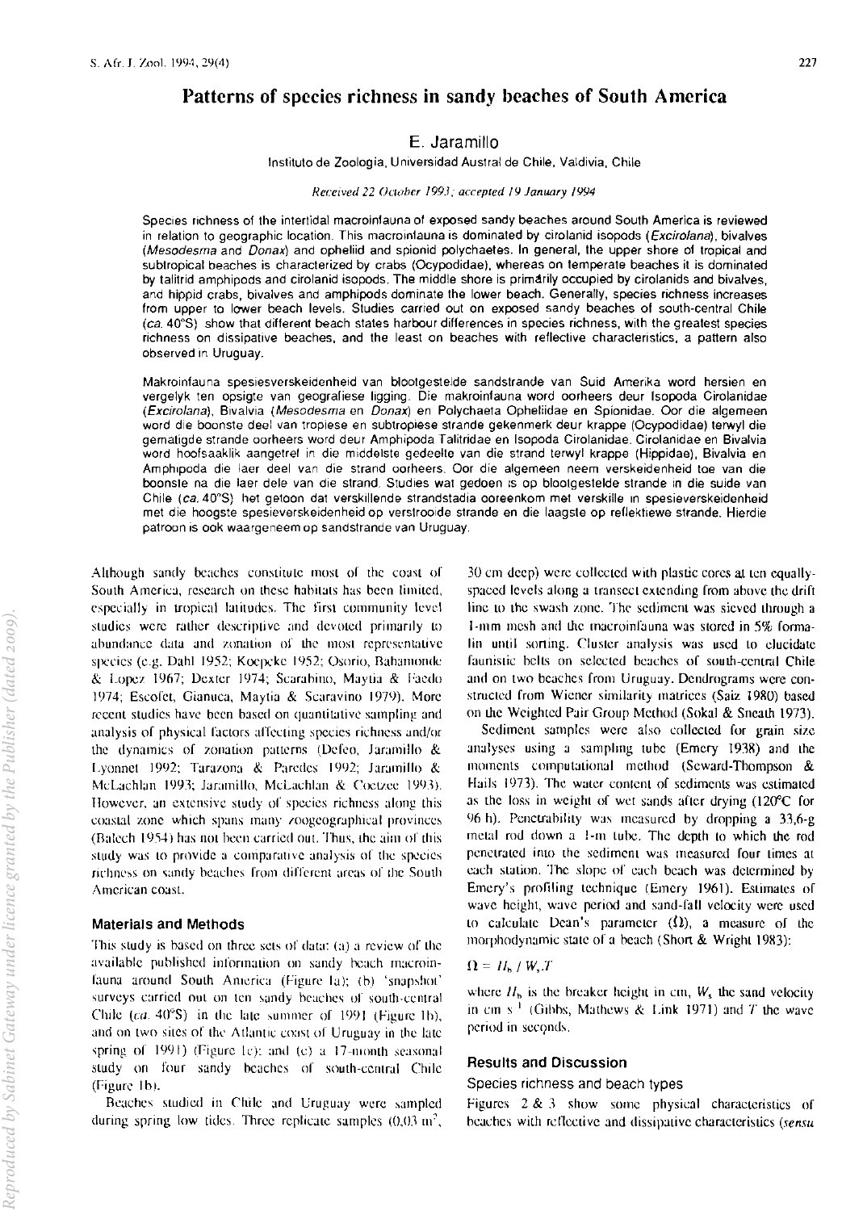# Patterns of species richness in sandy beaches of South America

E. Jaramillo

Instituto de Zoologia, Universidad Austral de Chile, Valdivia, Chile

*Received 22 October 1993; accepted 19 January 1994*

Species richness of the intertidal macroinfauna of exposed sandy beaches around South America is reviewed in relation to geographic location. This macroinfauna is dominated by cirolanid isopods (*Excirolana*), bivalves (*Mesodesma* and *Donax*) and opheliid and spionid polychaetes. In general, the upper shore of tropical and subtropical beaches is characterized by crabs (Ocypodidae), whereas on temperate beaches it is dominated by talitrid amphipods and cirolanid isopods. The middle shore is primarily occupied by cirolanids and bivalves, and hippid crabs, bivalves and amphipods dominate the lower beach. Generally, species richness increases from upper to lower beach levels. Studies carried out on exposed sandy beaches of south-central Chile (*ca.* 40°S) show that different beach states harbour differences in species richness, with the greatest species richness on dissipative beaches, and the least on beaches with reflective characteristics, a pattern also observed in Uruguay.

Makroinfauna spesiesverskeidenheid van blootgestelde sandstrande van Suid Amerika word hersien en vergelyk ten opsigte van geografiese ligging. Die makroinfauna word oorheers deur Isopoda Cirolanidae (*Excirolana*), Bivalvia (*Mesodesma* en *Donax*) en Polychaeta Opheliidae en Spionidae. Oor die algemeen word die boonste deel van tropiese en subtropiese strande gekenmerk deur krappe (Ocypodidae) terwyl die gematigde strande oorheers word deur Amphipoda Talitridae en Isopoda Cirolanidae. Cirolanidae en Bivalvia word hoofsaaklik aangetref in die middelste gedeelte van die strand terwyl krappe (Hippidae), Bivalvia en Amphipoda die laer deel van die strand oorheers. Oor die algemeen neem verskeidenheid toe van die boonste na die laer dele van die strand. Studies wat gedoen is op blootgestelde strande in die suide van Chile (*ca.* 40°S) het getoon dat verskillende strandstadia ooreenkom met verskille in spesieverskeidenheid met die hoogste spesieverskeidenheid op verstrooide strande en die laagste op reflektiewe strande. Hierdie patroon is ook waargeneem op sandstrande van Uruguay.

Although sandy beaches constitute most of the coast of South America, research on these habitats has been limited, especially in tropical latitudes. The first community level studies were rather descriptive and devoted primarily to abundance data and zonation of the most representative species (e.g. Dahl 1952; Koepcke 1952; Osorio, Bahamonde & Lopez 1967; Dexter 1974; Scarabino, Maytia & Faedo 1974; Escofet, Gianuca, Maytia & Scaravino 1979). More recent studies have been based on quantitative sampling and analysis of physical factors affecting species richness and/or the dynamics of zonation patterns (Defeo, Jaramillo & Lyonnet 1992; Tarazona & Paredes 1992; Jaramillo & McLachlan 1993; Jaramillo, McLachlan & Coetzee 1993). However, an extensive study of species richness along this coastal zone which spans many zoogeographical provinces (Balech 1954) has not been carried out. Thus, the aim of this study was to provide a comparative analysis of the species richness on sandy beaches from different areas of the South American coast.

## Materials and Methods

This study is based on three sets of data: (a) a review of the available published information on sandy beach macroinfauna around South America (Figure 1a); (b) 'snapshot' surveys carried out on ten sandy beaches of south-central Chile (*ca.* 40°S) in the late summer of 1991 (Figure 1b), and on two sites of the Atlantic coast of Uruguay in the late spring of 1991) (Figure 1c); and (c) a 17-month seasonal study on four sandy beaches of south-central Chile (Figure 1b).

Beaches studied in Chile and Uruguay were sampled during spring low tides. Three replicate samples (0,03 m², 30 cm deep) were collected with plastic cores at ten equally-spaced levels along a transect extending from above the drift line to the swash zone. The sediment was sieved through a 1-mm mesh and the macroinfauna was stored in 5% formalin until sorting. Cluster analysis was used to elucidate faunistic belts on selected beaches of south-central Chile and on two beaches from Uruguay. Dendrograms were constructed from Wiener similarity matrices (Saiz 1980) based on the Weighted Pair Group Method (Sokal & Sneath 1973).

Sediment samples were also collected for grain size analyses using a sampling tube (Emery 1938) and the moments computational method (Seward-Thompson & Hails 1973). The water content of sediments was estimated as the loss in weight of wet sands after drying (120°C for 96 h). Penetrability was measured by dropping a 33,6-g metal rod down a 1-m tube. The depth to which the rod penetrated into the sediment was measured four times at each station. The slope of each beach was determined by Emery's profiling technique (Emery 1961). Estimates of wave height, wave period and sand-fall velocity were used to calculate Dean's parameter ($\Omega$), a measure of the morphodynamic state of a beach (Short & Wright 1983):

$$\Omega = H_b / W_s . T$$

where $H_b$ is the breaker height in cm, $W_s$ the sand velocity in cm s$^{-1}$ (Gibbs, Mathews & Link 1971) and $T$ the wave period in seconds.

## Results and Discussion

### Species richness and beach types

Figures 2 & 3 show some physical characteristics of beaches with reflective and dissipative characteristics (*sensu*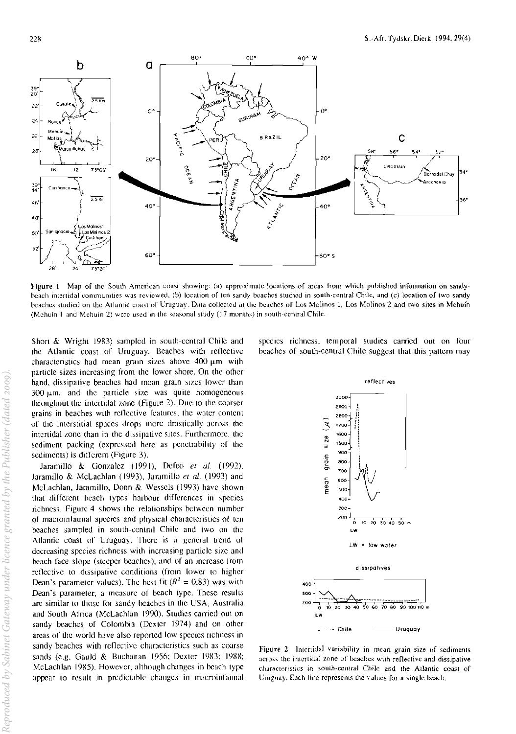Figure 1 Map of the South American coast showing: (a) approximate locations of areas from which published information on sandy-beach intertidal communities was reviewed, (b) location of ten sandy beaches studied in south-central Chile, and (c) location of two sandy beaches studied on the Atlantic coast of Uruguay. Data collected at the beaches of Los Molinos 1, Los Molinos 2 and two sites in Mehuín (Mehuín 1 and Mehuín 2) were used in the seasonal study (17 months) in south-central Chile.

Short & Wright 1983) sampled in south-central Chile and the Atlantic coast of Uruguay. Beaches with reflective characteristics had mean grain sizes above 400 µm with particle sizes increasing from the lower shore. On the other hand, dissipative beaches had mean grain sizes lower than 300 µm, and the particle size was quite homogeneous throughout the intertidal zone (Figure 2). Due to the coarser grains in beaches with reflective features, the water content of the interstitial spaces drops more drastically across the intertidal zone than in the dissipative sites. Furthermore, the sediment packing (expressed here as penetrability of the sediments) is different (Figure 3).

Jaramillo & Gonzalez (1991), Defeo *et al.* (1992), Jaramillo & McLachlan (1993), Jaramillo *et al.* (1993) and McLachlan, Jaramillo, Donn & Wessels (1993) have shown that different beach types harbour differences in species richness. Figure 4 shows the relationships between number of macroinfaunal species and physical characteristics of ten beaches sampled in south-central Chile and two on the Atlantic coast of Uruguay. There is a general trend of decreasing species richness with increasing particle size and beach face slope (steeper beaches), and of an increase from reflective to dissipative conditions (from lower to higher Dean's parameter values). The best fit ($R^2 = 0,83$) was with Dean's parameter, a measure of beach type. These results are similar to those for sandy beaches in the USA, Australia and South Africa (McLachlan 1990). Studies carried out on sandy beaches of Colombia (Dexter 1974) and on other areas of the world have also reported low species richness in sandy beaches with reflective characteristics such as coarse sands (e.g. Gauld & Buchanan 1956; Dexter 1983; 1988; McLachlan 1985). However, although changes in beach type appear to result in predictable changes in macroinfaunal species richness, temporal studies carried out on four beaches of south-central Chile suggest that this pattern may

Figure 2 Intertidal variability in mean grain size of sediments across the intertidal zone of beaches with reflective and dissipative characteristics in south-central Chile and the Atlantic coast of Uruguay. Each line represents the values for a single beach.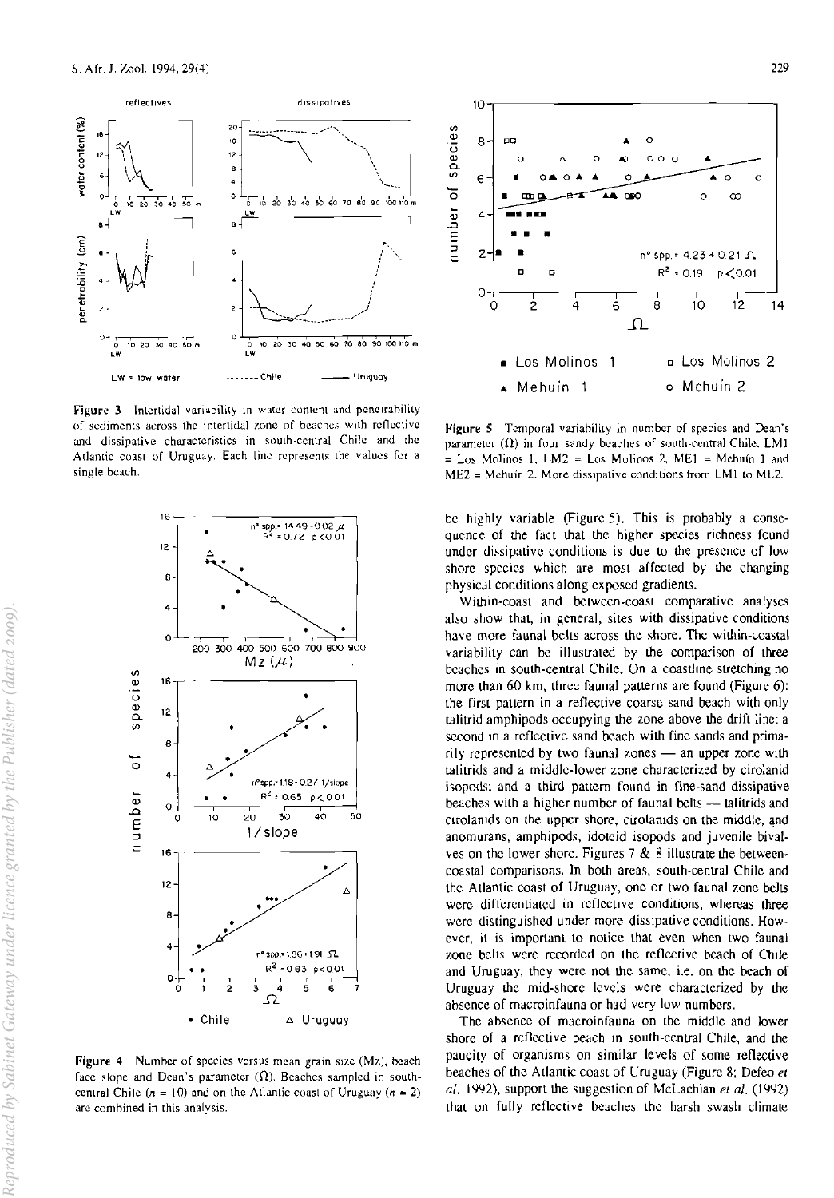Figure 3 Intertidal variability in water content and penetrability of sediments across the intertidal zone of beaches with reflective and dissipative characteristics in south-central Chile and the Atlantic coast of Uruguay. Each line represents the values for a single beach.

Figure 4 Number of species versus mean grain size (Mz), beach face slope and Dean's parameter (Ω). Beaches sampled in south-central Chile ($n$ = 10) and on the Atlantic coast of Uruguay ($n$ = 2) are combined in this analysis.

Figure 5 Temporal variability in number of species and Dean's parameter (Ω) in four sandy beaches of south-central Chile. LM1 = Los Molinos 1, LM2 = Los Molinos 2, ME1 = Mehuín 1 and ME2 = Mehuín 2. More dissipative conditions from LM1 to ME2.

be highly variable (Figure 5). This is probably a consequence of the fact that the higher species richness found under dissipative conditions is due to the presence of low shore species which are most affected by the changing physical conditions along exposed gradients.

Within-coast and between-coast comparative analyses also show that, in general, sites with dissipative conditions have more faunal belts across the shore. The within-coastal variability can be illustrated by the comparison of three beaches in south-central Chile. On a coastline stretching no more than 60 km, three faunal patterns are found (Figure 6): the first pattern in a reflective coarse sand beach with only talitrid amphipods occupying the zone above the drift line; a second in a reflective sand beach with fine sands and primarily represented by two faunal zones — an upper zone with talitrids and a middle-lower zone characterized by cirolanid isopods; and a third pattern found in fine-sand dissipative beaches with a higher number of faunal belts — talitrids and cirolanids on the upper shore, cirolanids on the middle, and anomurans, amphipods, idoteid isopods and juvenile bivalves on the lower shore. Figures 7 & 8 illustrate the between-coastal comparisons. In both areas, south-central Chile and the Atlantic coast of Uruguay, one or two faunal zone belts were differentiated in reflective conditions, whereas three were distinguished under more dissipative conditions. However, it is important to notice that even when two faunal zone belts were recorded on the reflective beach of Chile and Uruguay, they were not the same, i.e. on the beach of Uruguay the mid-shore levels were characterized by the absence of macroinfauna or had very low numbers.

The absence of macroinfauna on the middle and lower shore of a reflective beach in south-central Chile, and the paucity of organisms on similar levels of some reflective beaches of the Atlantic coast of Uruguay (Figure 8; Defeo *et al.* 1992), support the suggestion of McLachlan *et al.* (1992) that on fully reflective beaches the harsh swash climate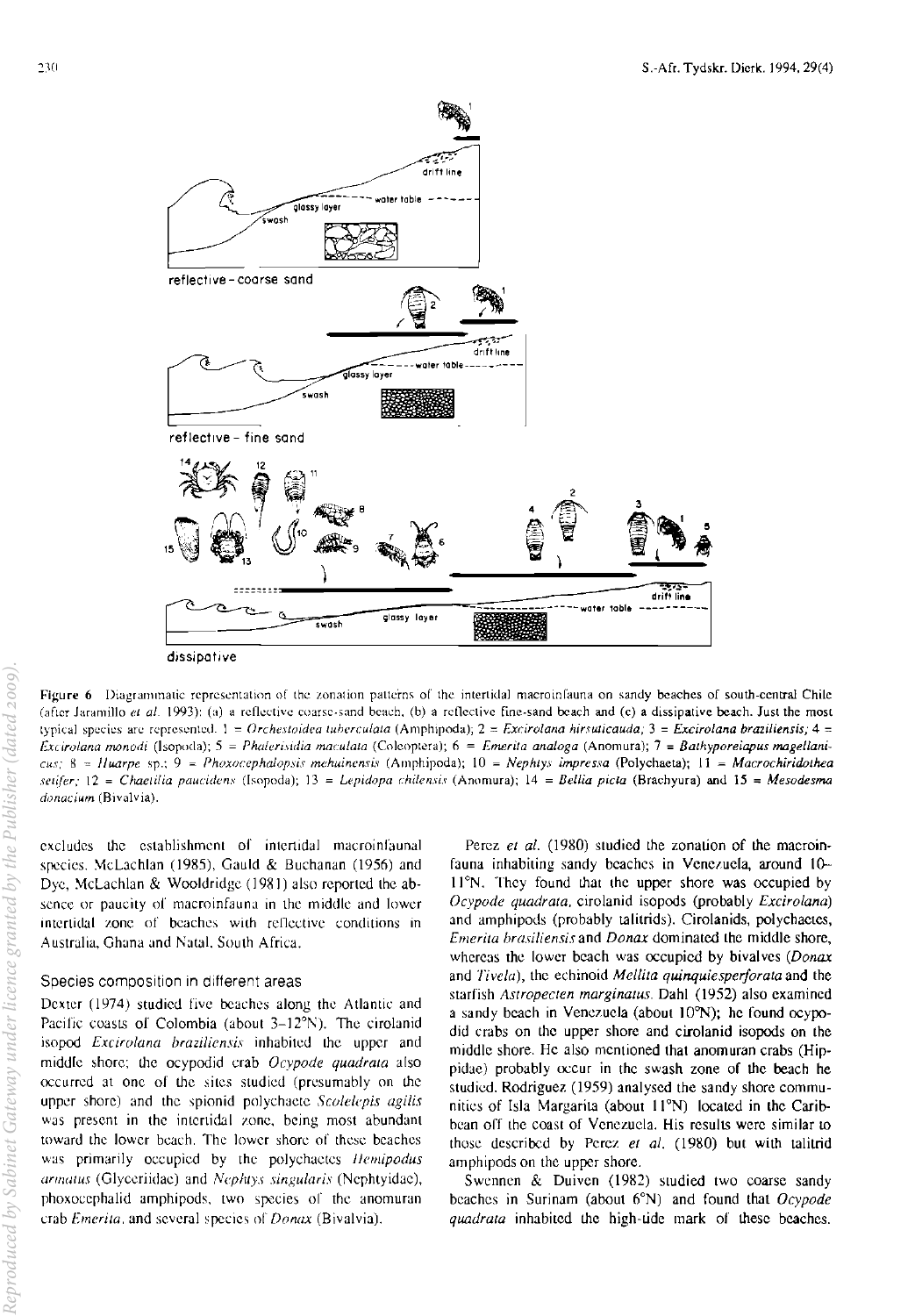Figure 6 Diagrammatic representation of the zonation patterns of the intertidal macroinfauna on sandy beaches of south-central Chile (after Jaramillo *et al.* 1993): (a) a reflective coarse-sand beach, (b) a reflective fine-sand beach and (c) a dissipative beach. Just the most typical species are represented. 1 = *Orchestoidea tuberculata* (Amphipoda); 2 = *Excirolana hirsuticauda*; 3 = *Excirolana braziliensis*; 4 = *Excirolana monodi* (Isopoda); 5 = *Phalerisidia maculata* (Coleoptera); 6 = *Emerita analoga* (Anomura); 7 = *Bathyporeiapus magellanicus*; 8 = *Huarpe* sp.; 9 = *Phoxocephalopsis mehuinensis* (Amphipoda); 10 = *Nephtys impressa* (Polychaeta); 11 = *Macrochiridothea setifer*; 12 = *Chaetilia paucidens* (Isopoda); 13 = *Lepidopa chilensis* (Anomura); 14 = *Bellia picta* (Brachyura) and 15 = *Mesodesma donacium* (Bivalvia).

excludes the establishment of intertidal macroinfaunal species. McLachlan (1985), Gauld & Buchanan (1956) and Dye, McLachlan & Wooldridge (1981) also reported the absence or paucity of macroinfauna in the middle and lower intertidal zone of beaches with reflective conditions in Australia, Ghana and Natal, South Africa.

### Species composition in different areas

Dexter (1974) studied five beaches along the Atlantic and Pacific coasts of Colombia (about 3–12°N). The cirolanid isopod *Excirolana braziliensis* inhabited the upper and middle shore; the ocypodid crab *Ocypode quadrata* also occurred at one of the sites studied (presumably on the upper shore) and the spionid polychaete *Scolelepis agilis* was present in the intertidal zone, being most abundant toward the lower beach. The lower shore of these beaches was primarily occupied by the polychaetes *Hemipodus armatus* (Glyceriidae) and *Nephtys singularis* (Nephtyidae), phoxocephalid amphipods, two species of the anomuran crab *Emerita*, and several species of *Donax* (Bivalvia).

Perez *et al.* (1980) studied the zonation of the macroinfauna inhabiting sandy beaches in Venezuela, around 10–11°N. They found that the upper shore was occupied by *Ocypode quadrata*, cirolanid isopods (probably *Excirolana*) and amphipods (probably talitrids). Cirolanids, polychaetes, *Emerita brasiliensis* and *Donax* dominated the middle shore, whereas the lower beach was occupied by bivalves (*Donax* and *Tivela*), the echinoid *Mellita quinquiesperforata* and the starfish *Astropecten marginatus*. Dahl (1952) also examined a sandy beach in Venezuela (about 10°N); he found ocypodid crabs on the upper shore and cirolanid isopods on the middle shore. He also mentioned that anomuran crabs (Hippidae) probably occur in the swash zone of the beach he studied. Rodriguez (1959) analysed the sandy shore communities of Isla Margarita (about 11°N) located in the Caribbean off the coast of Venezuela. His results were similar to those described by Perez *et al.* (1980) but with talitrid amphipods on the upper shore.

Swennen & Duiven (1982) studied two coarse sandy beaches in Surinam (about 6°N) and found that *Ocypode quadrata* inhabited the high-tide mark of these beaches.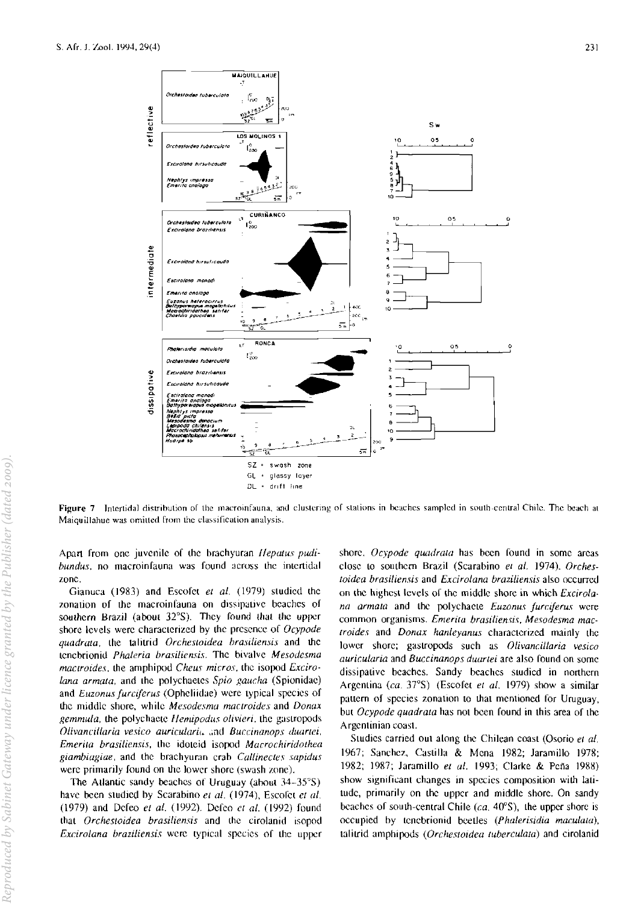Figure 7 Intertidal distribution of the macroinfauna, and clustering of stations in beaches sampled in south-central Chile. The beach at Maiquillahue was omitted from the classification analysis.

Apart from one juvenile of the brachyuran *Hepatus pudibundus*, no macroinfauna was found across the intertidal zone.

Gianuca (1983) and Escofet *et al.* (1979) studied the zonation of the macroinfauna on dissipative beaches of southern Brazil (about 32°S). They found that the upper shore levels were characterized by the presence of *Ocypode quadrata*, the talitrid *Orchestoidea brasiliensis* and the tenebrionid *Phaleria brasiliensis*. The bivalve *Mesodesma mactroides*, the amphipod *Cheus micros*, the isopod *Excirolana armata*, and the polychaetes *Spio gaucha* (Spionidae) and *Euzonus furciferus* (Opheliidae) were typical species of the middle shore, while *Mesodesma mactroides* and *Donax gemmula*, the polychaete *Hemipodus olivieri*, the gastropods *Olivancillaria vesica auricularia* and *Buccinanops duartei*, *Emerita brasiliensis*, the idoteid isopod *Macrochiridothea giambiagiae*, and the brachyuran crab *Callinectes sapidus* were primarily found on the lower shore (swash zone).

The Atlantic sandy beaches of Uruguay (about 34–35°S) have been studied by Scarabino *et al.* (1974), Escofet *et al.* (1979) and Defeo *et al.* (1992). Defeo *et al.* (1992) found that *Orchestoidea brasiliensis* and the cirolanid isopod *Excirolana braziliensis* were typical species of the upper shore. *Ocypode quadrata* has been found in some areas close to southern Brazil (Scarabino *et al.* 1974). *Orchestoidea brasiliensis* and *Excirolana braziliensis* also occurred on the highest levels of the middle shore in which *Excirolana armata* and the polychaete *Euzonus furciferus* were common organisms. *Emerita brasiliensis*, *Mesodesma mactroides* and *Donax hanleyanus* characterized mainly the lower shore; gastropods such as *Olivancillaria vesica auricularia* and *Buccinanops duartei* are also found on some dissipative beaches. Sandy beaches studied in northern Argentina (*ca.* 37°S) (Escofet *et al.* 1979) show a similar pattern of species zonation to that mentioned for Uruguay, but *Ocypode quadrata* has not been found in this area of the Argentinian coast.

Studies carried out along the Chilean coast (Osorio *et al.* 1967; Sanchez, Castilla & Mena 1982; Jaramillo 1978; 1982; 1987; Jaramillo *et al.* 1993; Clarke & Peña 1988) show significant changes in species composition with latitude, primarily on the upper and middle shore. On sandy beaches of south-central Chile (*ca.* 40°S), the upper shore is occupied by tenebrionid beetles (*Phalerisidia maculata*), talitrid amphipods (*Orchestoidea tuberculata*) and cirolanid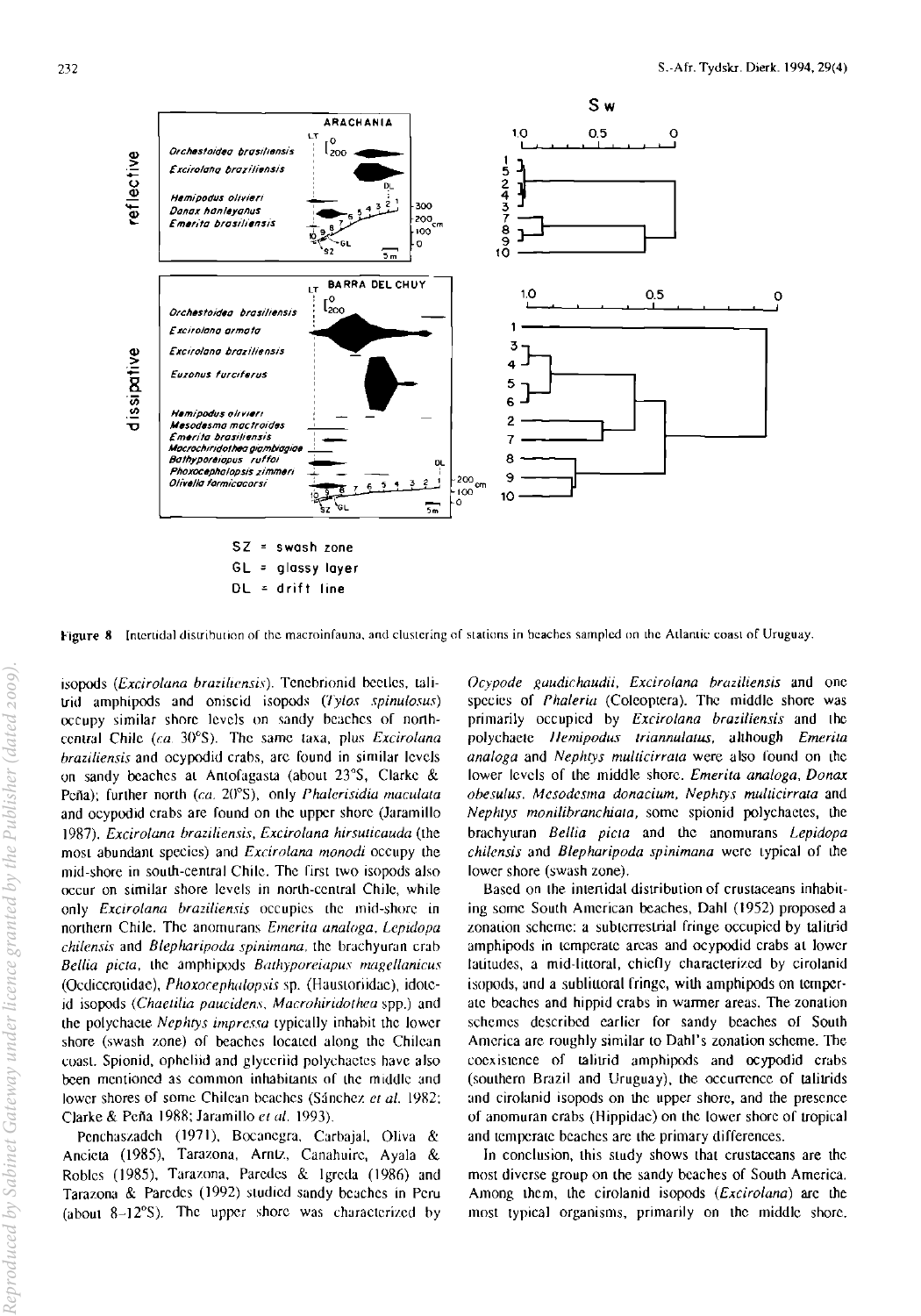**Figure 8** Intertidal distribution of the macroinfauna, and clustering of stations in beaches sampled on the Atlantic coast of Uruguay.

isopods (*Excirolana braziliensis*). Tenebrionid beetles, talitrid amphipods and oniscid isopods (*Tylos spinulosus*) occupy similar shore levels on sandy beaches of north-central Chile (*ca.* 30°S). The same taxa, plus *Excirolana braziliensis* and ocypodid crabs, are found in similar levels on sandy beaches at Antofagasta (about 23°S, Clarke & Peña); further north (*ca.* 20°S), only *Phalerisidia maculata* and ocypodid crabs are found on the upper shore (Jaramillo 1987). *Excirolana braziliensis*, *Excirolana hirsuticauda* (the most abundant species) and *Excirolana monodi* occupy the mid-shore in south-central Chile. The first two isopods also occur on similar shore levels in north-central Chile, while only *Excirolana braziliensis* occupies the mid-shore in northern Chile. The anomurans *Emerita analoga*, *Lepidopa chilensis* and *Blepharipoda spinimana*, the brachyuran crab *Bellia picta*, the amphipods *Bathyporeiapus magellanicus* (Oedicerotidae), *Phoxocephalopsis* sp. (Haustoriidae), idoteid isopods (*Chaetilia paucidens*, *Macrohiridothea* spp.) and the polychaete *Nephtys impressa* typically inhabit the lower shore (swash zone) of beaches located along the Chilean coast. Spionid, ophelid and glyceriid polychaetes have also been mentioned as common inhabitants of the middle and lower shores of some Chilean beaches (Sánchez *et al.* 1982; Clarke & Peña 1988; Jaramillo *et al.* 1993).

Penchaszadeh (1971), Bocanegra, Carbajal, Oliva & Ancieta (1985), Tarazona, Arntz, Canahuire, Ayala & Robles (1985), Tarazona, Paredes & Igreda (1986) and Tarazona & Paredes (1992) studied sandy beaches in Peru (about 8–12°S). The upper shore was characterized by *Ocypode gaudichaudii*, *Excirolana braziliensis* and one species of *Phaleria* (Coleoptera). The middle shore was primarily occupied by *Excirolana braziliensis* and the polychaete *Hemipodus triannulatus*, although *Emerita analoga* and *Nephtys multicirrata* were also found on the lower levels of the middle shore. *Emerita analoga*, *Donax obesulus*, *Mesodesma donacium*, *Nephtys multicirrata* and *Nephtys monilibranchiata*, some spionid polychaetes, the brachyuran *Bellia picta* and the anomurans *Lepidopa chilensis* and *Blepharipoda spinimana* were typical of the lower shore (swash zone).

Based on the intertidal distribution of crustaceans inhabiting some South American beaches, Dahl (1952) proposed a zonation scheme: a subterrestrial fringe occupied by talitrid amphipods in temperate areas and ocypodid crabs at lower latitudes, a mid-littoral, chiefly characterized by cirolanid isopods, and a sublittoral fringe, with amphipods on temperate beaches and hippid crabs in warmer areas. The zonation schemes described earlier for sandy beaches of South America are roughly similar to Dahl's zonation scheme. The coexistence of talitrid amphipods and ocypodid crabs (southern Brazil and Uruguay), the occurrence of talitrids and cirolanid isopods on the upper shore, and the presence of anomuran crabs (Hippidae) on the lower shore of tropical and temperate beaches are the primary differences.

In conclusion, this study shows that crustaceans are the most diverse group on the sandy beaches of South America. Among them, the cirolanid isopods (*Excirolana*) are the most typical organisms, primarily on the middle shore.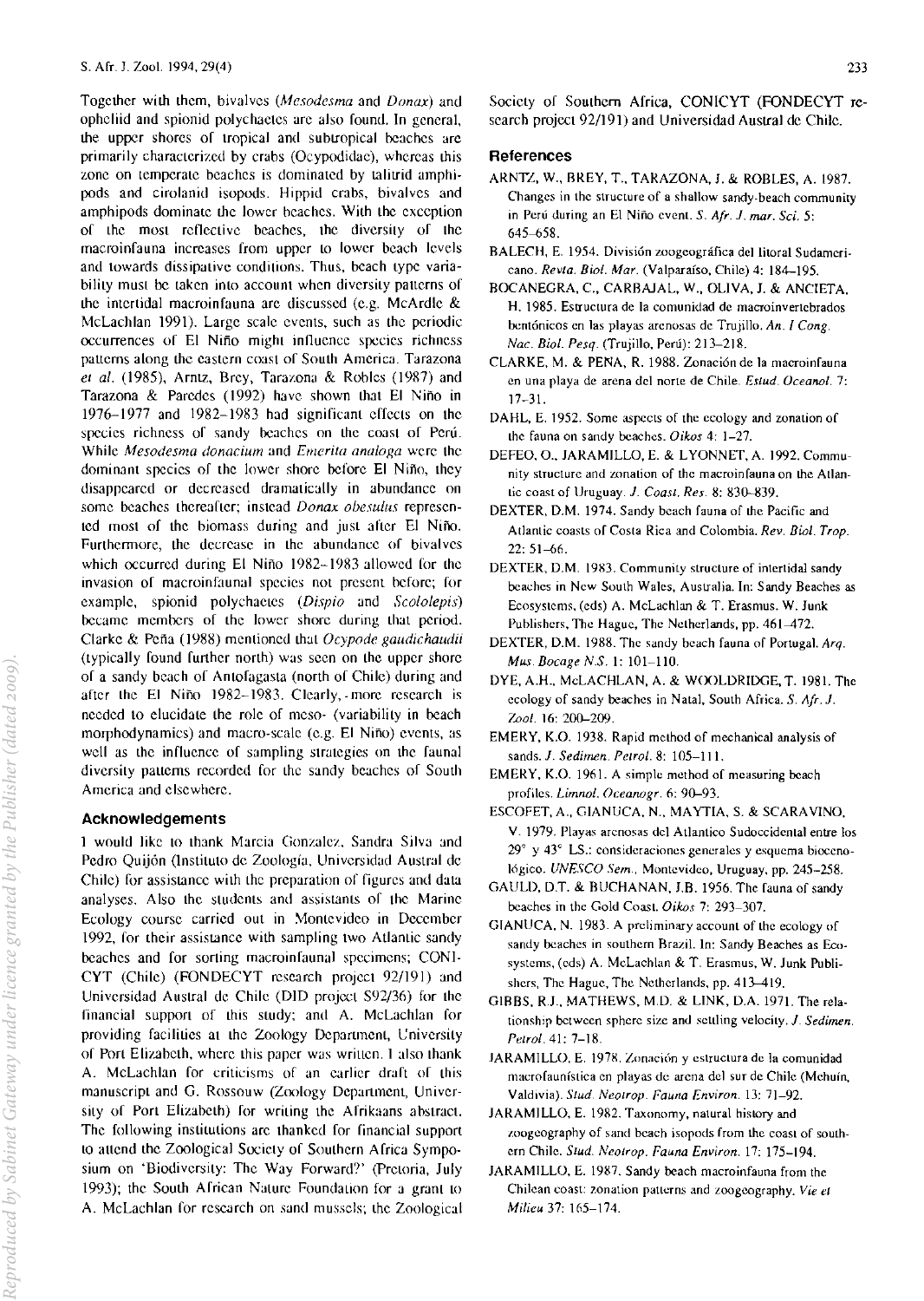Together with them, bivalves (*Mesodesma* and *Donax*) and opheliid and spionid polychaetes are also found. In general, the upper shores of tropical and subtropical beaches are primarily characterized by crabs (Ocypodidae), whereas this zone on temperate beaches is dominated by talitrid amphipods and cirolanid isopods. Hippid crabs, bivalves and amphipods dominate the lower beaches. With the exception of the most reflective beaches, the diversity of the macroinfauna increases from upper to lower beach levels and towards dissipative conditions. Thus, beach type variability must be taken into account when diversity patterns of the intertidal macroinfauna are discussed (e.g. McArdle & McLachlan 1991). Large scale events, such as the periodic occurrences of El Niño might influence species richness patterns along the eastern coast of South America. Tarazona *et al.* (1985), Arntz, Brey, Tarazona & Robles (1987) and Tarazona & Paredes (1992) have shown that El Niño in 1976–1977 and 1982–1983 had significant effects on the species richness of sandy beaches on the coast of Perú. While *Mesodesma donacium* and *Emerita analoga* were the dominant species of the lower shore before El Niño, they disappeared or decreased dramatically in abundance on some beaches thereafter; instead *Donax obesulus* represented most of the biomass during and just after El Niño. Furthermore, the decrease in the abundance of bivalves which occurred during El Niño 1982–1983 allowed for the invasion of macroinfaunal species not present before; for example, spionid polychaetes (*Dispio* and *Scololepis*) became members of the lower shore during that period. Clarke & Peña (1988) mentioned that *Ocypode gaudichaudii* (typically found further north) was seen on the upper shore of a sandy beach of Antofagasta (north of Chile) during and after the El Niño 1982–1983. Clearly, more research is needed to elucidate the role of meso- (variability in beach morphodynamics) and macro-scale (e.g. El Niño) events, as well as the influence of sampling strategies on the faunal diversity patterns recorded for the sandy beaches of South America and elsewhere.

## Acknowledgements

I would like to thank Marcia Gonzalez, Sandra Silva and Pedro Quijón (Instituto de Zoología, Universidad Austral de Chile) for assistance with the preparation of figures and data analyses. Also the students and assistants of the Marine Ecology course carried out in Montevideo in December 1992, for their assistance with sampling two Atlantic sandy beaches and for sorting macroinfaunal specimens; CONICYT (Chile) (FONDECYT research project 92/191) and Universidad Austral de Chile (DID project S92/36) for the financial support of this study; and A. McLachlan for providing facilities at the Zoology Department, University of Port Elizabeth, where this paper was written. I also thank A. McLachlan for criticisms of an earlier draft of this manuscript and G. Rossouw (Zoology Department, University of Port Elizabeth) for writing the Afrikaans abstract. The following institutions are thanked for financial support to attend the Zoological Society of Southern Africa Symposium on 'Biodiversity: The Way Forward?' (Pretoria, July 1993); the South African Nature Foundation for a grant to A. McLachlan for research on sand mussels; the Zoological Society of Southern Africa, CONICYT (FONDECYT research project 92/191) and Universidad Austral de Chile.

## References

ARNTZ, W., BREY, T., TARAZONA, J. & ROBLES, A. 1987. Changes in the structure of a shallow sandy-beach community in Perú during an El Niño event. *S. Afr. J. mar. Sci.* 5: 645–658.

BALECH, E. 1954. División zoogeográfica del litoral Sudamericano. *Revta. Biol. Mar.* (Valparaíso, Chile) 4: 184–195.

BOCANEGRA, C., CARBAJAL, W., OLIVA, J. & ANCIETA, H. 1985. Estructura de la comunidad de macroinvertebrados bentónicos en las playas arenosas de Trujillo. *An. I Cong. Nac. Biol. Pesq.* (Trujillo, Perú): 213–218.

CLARKE, M. & PEÑA, R. 1988. Zonación de la macroinfauna en una playa de arena del norte de Chile. *Estud. Oceanol.* 7: 17–31.

DAHL, E. 1952. Some aspects of the ecology and zonation of the fauna on sandy beaches. *Oikos* 4: 1–27.

DEFEO, O., JARAMILLO, E. & LYONNET, A. 1992. Community structure and zonation of the macroinfauna on the Atlantic coast of Uruguay. *J. Coast. Res.* 8: 830–839.

DEXTER, D.M. 1974. Sandy beach fauna of the Pacific and Atlantic coasts of Costa Rica and Colombia. *Rev. Biol. Trop.* 22: 51–66.

DEXTER, D.M. 1983. Community structure of intertidal sandy beaches in New South Wales, Australia. In: Sandy Beaches as Ecosystems, (eds) A. McLachlan & T. Erasmus. W. Junk Publishers, The Hague, The Netherlands, pp. 461–472.

DEXTER, D.M. 1988. The sandy beach fauna of Portugal. *Arq. Mus. Bocage N.S.* 1: 101–110.

DYE, A.H., McLACHLAN, A. & WOOLDRIDGE, T. 1981. The ecology of sandy beaches in Natal, South Africa. *S. Afr. J. Zool.* 16: 200–209.

EMERY, K.O. 1938. Rapid method of mechanical analysis of sands. *J. Sedimen. Petrol.* 8: 105–111.

EMERY, K.O. 1961. A simple method of measuring beach profiles. *Limnol. Oceanogr.* 6: 90–93.

ESCOFET, A., GIANUCA, N., MAYTIA, S. & SCARAVINO, V. 1979. Playas arenosas del Atlantico Sudoccidental entre los 29° y 43° LS.: consideraciones generales y esquema biocenológico. *UNESCO Sem.*, Montevideo, Uruguay, pp. 245–258.

GAULD, D.T. & BUCHANAN, J.B. 1956. The fauna of sandy beaches in the Gold Coast. *Oikos* 7: 293–307.

GIANUCA, N. 1983. A preliminary account of the ecology of sandy beaches in southern Brazil. In: Sandy Beaches as Ecosystems, (eds) A. McLachlan & T. Erasmus, W. Junk Publishers, The Hague, The Netherlands, pp. 413–419.

GIBBS, R.J., MATHEWS, M.D. & LINK, D.A. 1971. The relationship between sphere size and settling velocity. *J. Sedimen. Petrol.* 41: 7–18.

JARAMILLO, E. 1978. Zonación y estructura de la comunidad macrofaunística en playas de arena del sur de Chile (Mehuín, Valdivia). *Stud. Neotrop. Fauna Environ.* 13: 71–92.

JARAMILLO, E. 1982. Taxonomy, natural history and zoogeography of sand beach isopods from the coast of southern Chile. *Stud. Neotrop. Fauna Environ.* 17: 175–194.

JARAMILLO, E. 1987. Sandy beach macroinfauna from the Chilean coast: zonation patterns and zoogeography. *Vie et Milieu* 37: 165–174.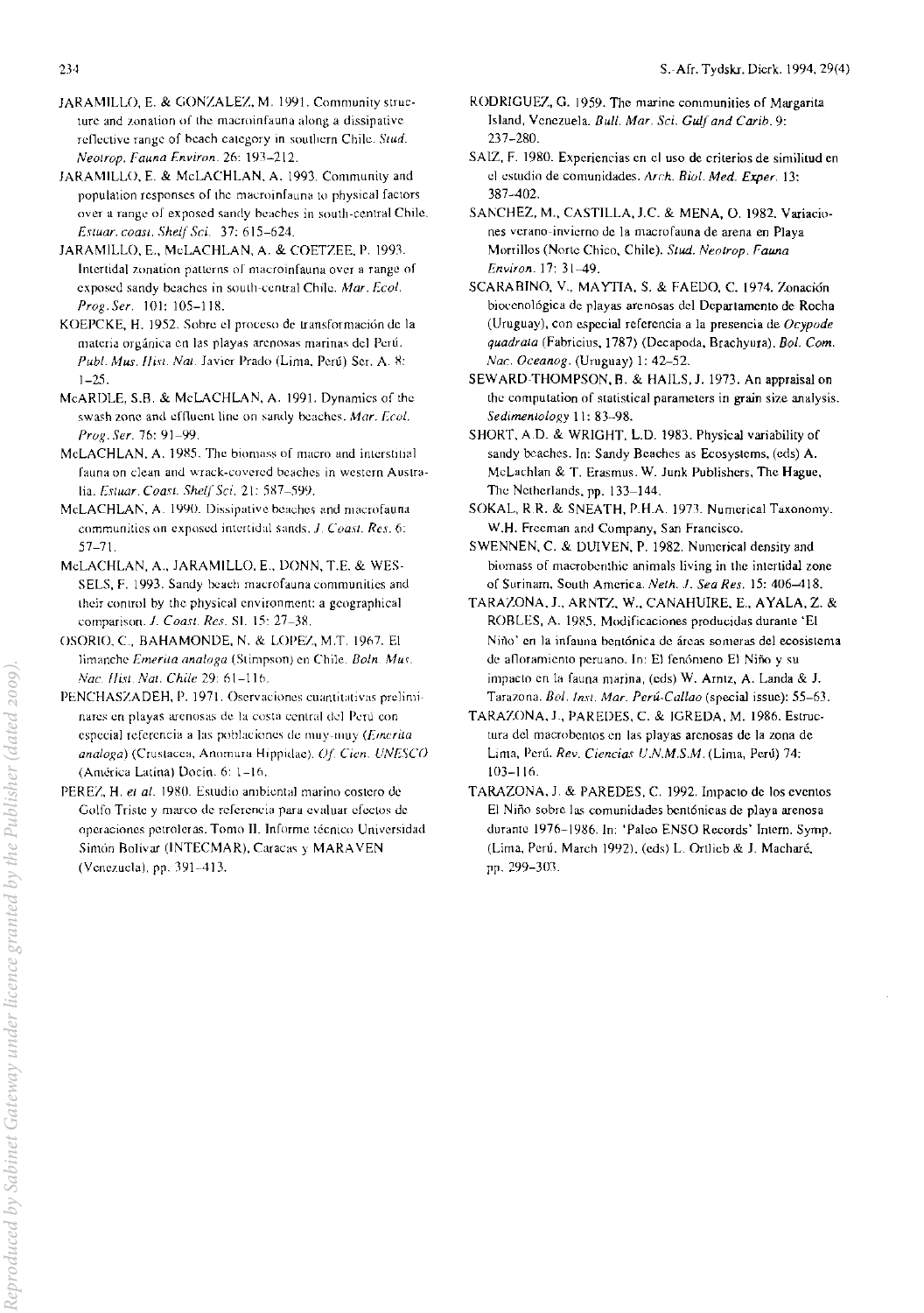JARAMILLO, E. & GONZALEZ, M. 1991. Community structure and zonation of the macroinfauna along a dissipative reflective range of beach category in southern Chile. *Stud. Neotrop. Fauna Environ.* 26: 193–212.

JARAMILLO, E. & McLACHLAN, A. 1993. Community and population responses of the macroinfauna to physical factors over a range of exposed sandy beaches in south-central Chile. *Estuar. coast. Shelf Sci.* 37: 615–624.

JARAMILLO, E., McLACHLAN, A. & COETZEE, P. 1993. Intertidal zonation patterns of macroinfauna over a range of exposed sandy beaches in south-central Chile. *Mar. Ecol. Prog. Ser.* 101: 105–118.

KOEPCKE, H. 1952. Sobre el proceso de transformación de la materia orgánica en las playas arenosas marinas del Perú. *Publ. Mus. Hist. Nat.* Javier Prado (Lima, Perú) Ser. A. 8: 1–25.

McARDLE, S.B. & McLACHLAN, A. 1991. Dynamics of the swash zone and effluent line on sandy beaches. *Mar. Ecol. Prog. Ser.* 76: 91–99.

McLACHLAN, A. 1985. The biomass of macro and interstitial fauna on clean and wrack-covered beaches in western Australia. *Estuar. Coast. Shelf Sci.* 21: 587–599.

McLACHLAN, A. 1990. Dissipative beaches and macrofauna communities on exposed intertidal sands. *J. Coast. Res.* 6: 57–71.

McLACHLAN, A., JARAMILLO, E., DONN, T.E. & WESSELS, F. 1993. Sandy beach macrofauna communities and their control by the physical environment: a geographical comparison. *J. Coast. Res.* SI. 15: 27–38.

OSORIO, C., BAHAMONDE, N. & LOPEZ, M.T. 1967. El limanche *Emerita analoga* (Stimpson) en Chile. *Boln. Mus. Nac. Hist. Nat. Chile* 29: 61–116.

PENCHASZADEH, P. 1971. Oservaciones cuantitativas preliminares en playas arenosas de la costa central del Perú con especial referencia a las poblaciones de muy-muy (*Emerita analoga*) (Crustacea, Anomura Hippidae). *Of. Cien. UNESCO* (América Latina) Docin. 6: 1–16.

PEREZ, H. *et al.* 1980. Estudio ambiental marino costero de Golfo Triste y marco de referencia para evaluar efectos de operaciones petroleras. Tomo II. Informe técnico Universidad Simón Bolivar (INTECMAR), Caracas y MARAVEN (Venezuela), pp. 391–413.

RODRIGUEZ, G. 1959. The marine communities of Margarita Island, Venezuela. *Bull. Mar. Sci. Gulf and Carib.* 9: 237–280.

SAIZ, F. 1980. Experiencias en el uso de criterios de similitud en el estudio de comunidades. *Arch. Biol. Med. Exper.* 13: 387–402.

SANCHEZ, M., CASTILLA, J.C. & MENA, O. 1982. Variaciones verano-invierno de la macrofauna de arena en Playa Morrillos (Norte Chico, Chile). *Stud. Neotrop. Fauna Environ.* 17: 31–49.

SCARABINO, V., MAYTIA, S. & FAEDO, C. 1974. Zonación biocenológica de playas arenosas del Departamento de Rocha (Uruguay), con especial referencia a la presencia de *Ocypode quadrata* (Fabricius, 1787) (Decapoda, Brachyura). *Bol. Com. Nac. Oceanog.* (Uruguay) 1: 42–52.

SEWARD-THOMPSON, B. & HAILS, J. 1973. An appraisal on the computation of statistical parameters in grain size analysis. *Sedimentology* 11: 83–98.

SHORT, A.D. & WRIGHT, L.D. 1983. Physical variability of sandy beaches. In: Sandy Beaches as Ecosystems, (eds) A. McLachlan & T. Erasmus. W. Junk Publishers, The Hague, The Netherlands, pp. 133–144.

SOKAL, R.R. & SNEATH, P.H.A. 1973. Numerical Taxonomy. W.H. Freeman and Company, San Francisco.

SWENNEN, C. & DUIVEN, P. 1982. Numerical density and biomass of macrobenthic animals living in the intertidal zone of Surinam, South America. *Neth. J. Sea Res.* 15: 406–418.

TARAZONA, J., ARNTZ, W., CANAHUIRE, E., AYALA, Z. & ROBLES, A. 1985. Modificaciones producidas durante 'El Niño' en la infauna bentónica de áreas someras del ecosistema de afloramiento peruano. In: El fenómeno El Niño y su impacto en la fauna marina, (eds) W. Arntz, A. Landa & J. Tarazona. *Bol. Inst. Mar. Perú-Callao* (special issue): 55–63.

TARAZONA, J., PAREDES, C. & IGREDA, M. 1986. Estructura del macrobentos en las playas arenosas de la zona de Lima, Perú. *Rev. Ciencias U.N.M.S.M.* (Lima, Perú) 74: 103–116.

TARAZONA, J. & PAREDES, C. 1992. Impacto de los eventos El Niño sobre las comunidades bentónicas de playa arenosa durante 1976–1986. In: 'Paleo ENSO Records' Intern. Symp. (Lima, Perú, March 1992), (eds) L. Ortlieb & J. Macharé, pp. 299–303.